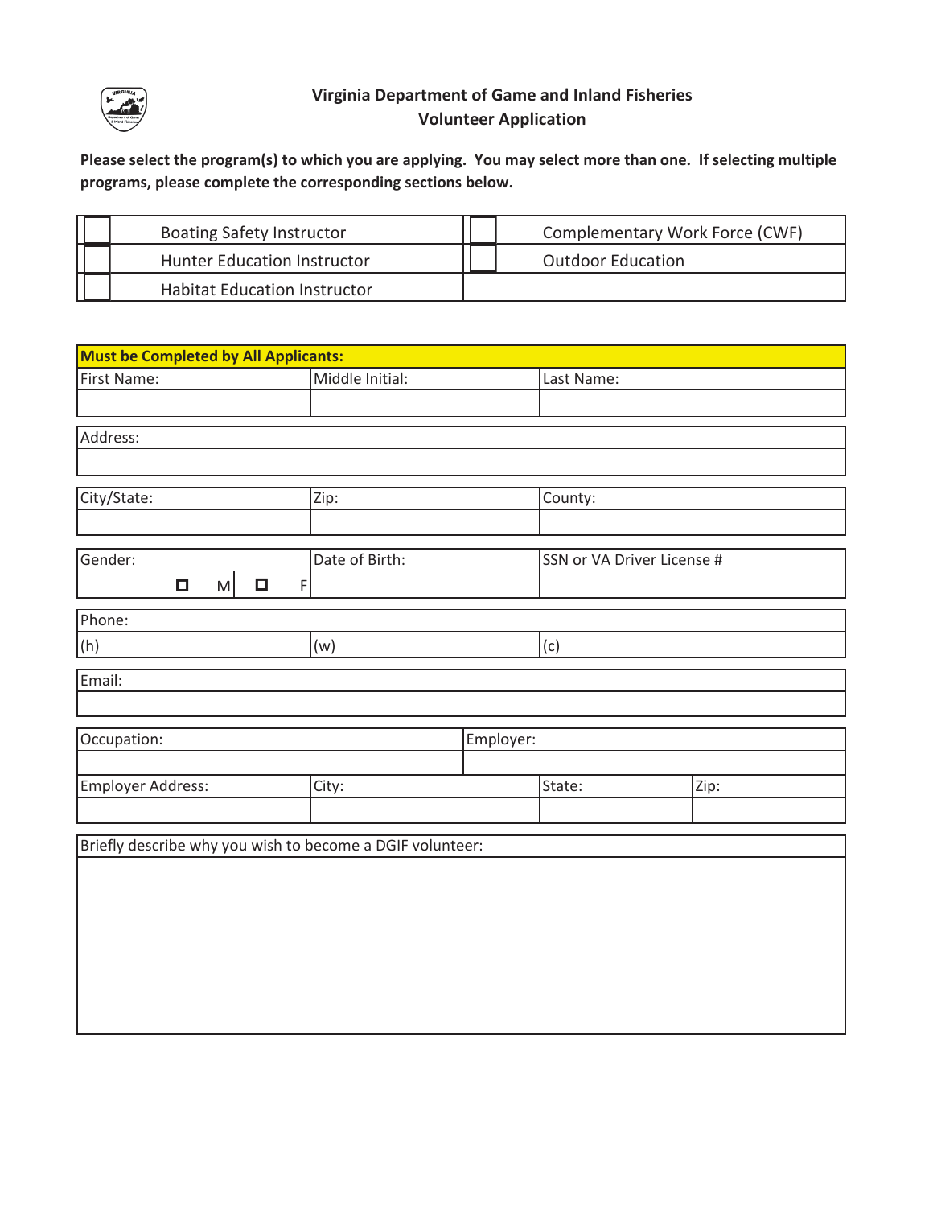# Virginia Department of Game and Inland Fisheries
## Volunteer Application

**Please select the program(s) to which you are applying. You may select more than one. If selecting multiple programs, please complete the corresponding sections below.**

| | | | |
|---|---|---|---|
| ☐ | Boating Safety Instructor | ☐ | Complementary Work Force (CWF) |
| ☐ | Hunter Education Instructor | ☐ | Outdoor Education |
| ☐ | Habitat Education Instructor | | |

**Must be Completed by All Applicants:**

| First Name: | Middle Initial: | Last Name: |
|---|---|---|
| | | |

| Address: |
|---|
| |

| City/State: | Zip: | County: |
|---|---|---|
| | | |

| Gender: | Date of Birth: | SSN or VA Driver License # |
|---|---|---|
| ☐ M ☐ F | | |

| Phone: | | |
|---|---|---|
| (h) | (w) | (c) |

| Email: |
|---|
| |

| Occupation: | Employer: |
|---|---|
| | |

| Employer Address: | City: | State: | Zip: |
|---|---|---|---|
| | | | |

| Briefly describe why you wish to become a DGIF volunteer: |
|---|
| |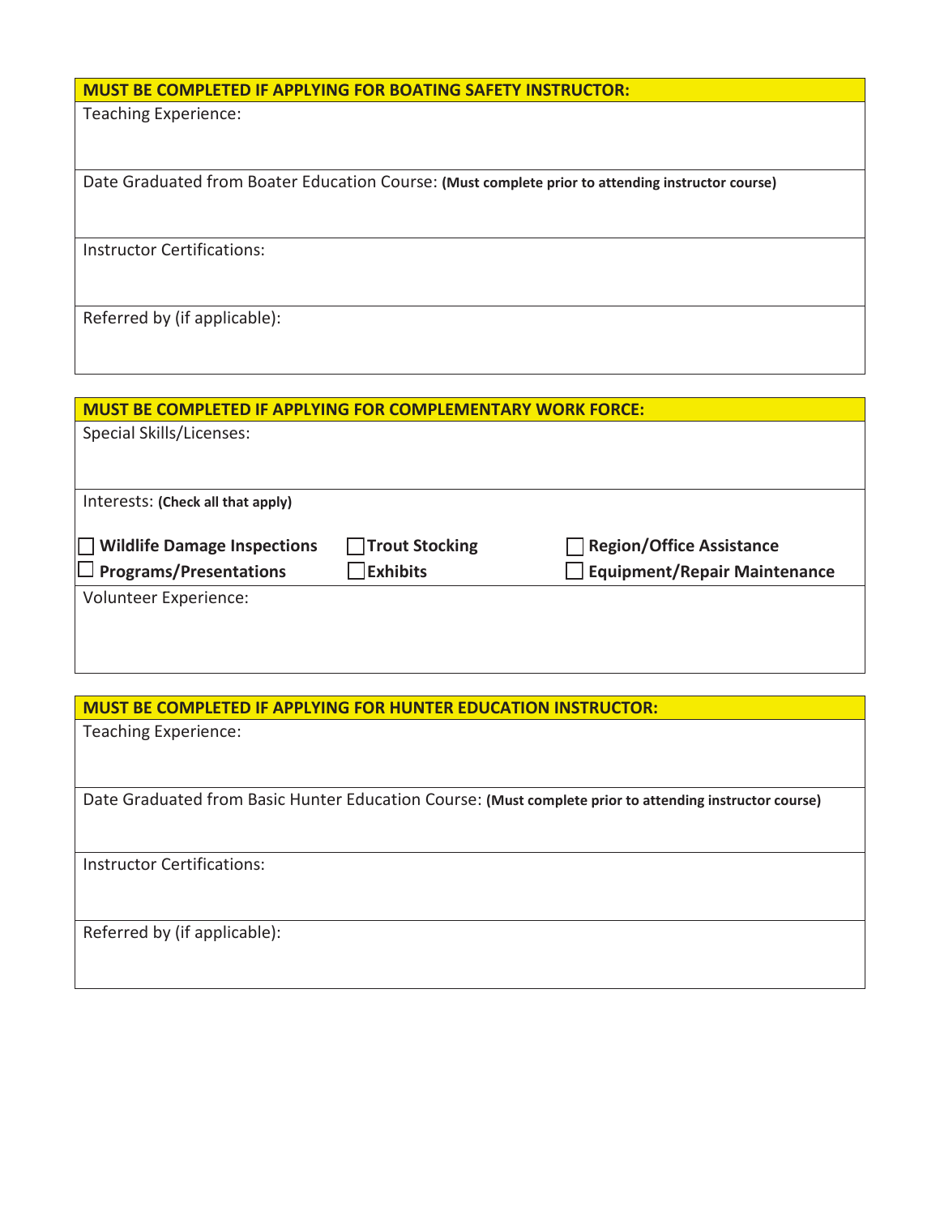## MUST BE COMPLETED IF APPLYING FOR BOATING SAFETY INSTRUCTOR:

Teaching Experience:

Date Graduated from Boater Education Course: **(Must complete prior to attending instructor course)**

Instructor Certifications:

Referred by (if applicable):

## MUST BE COMPLETED IF APPLYING FOR COMPLEMENTARY WORK FORCE:

Special Skills/Licenses:

Interests: **(Check all that apply)**

- ☐ **Wildlife Damage Inspections**
- ☐ **Trout Stocking**
- ☐ **Region/Office Assistance**
- ☐ **Programs/Presentations**
- ☐ **Exhibits**
- ☐ **Equipment/Repair Maintenance**

Volunteer Experience:

## MUST BE COMPLETED IF APPLYING FOR HUNTER EDUCATION INSTRUCTOR:

Teaching Experience:

Date Graduated from Basic Hunter Education Course: **(Must complete prior to attending instructor course)**

Instructor Certifications:

Referred by (if applicable):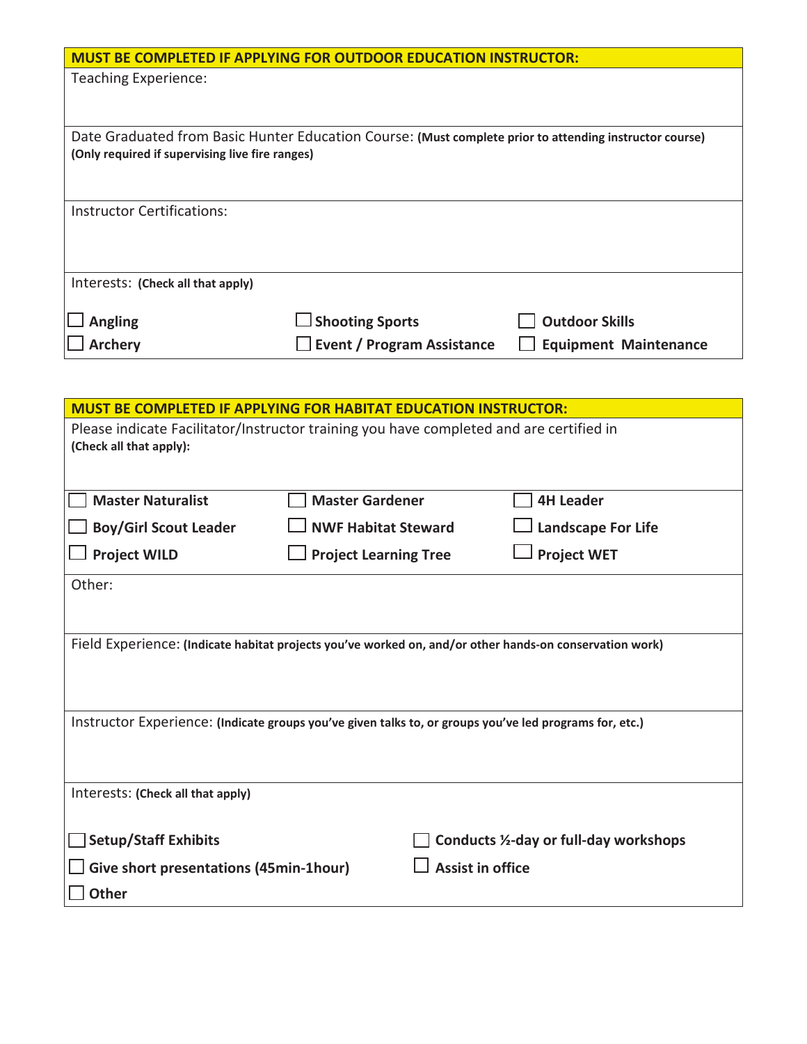**MUST BE COMPLETED IF APPLYING FOR OUTDOOR EDUCATION INSTRUCTOR:**

Teaching Experience:

Date Graduated from Basic Hunter Education Course: **(Must complete prior to attending instructor course)**
**(Only required if supervising live fire ranges)**

Instructor Certifications:

Interests: **(Check all that apply)**

| | | |
|---|---|---|
| ☐ **Angling** | ☐ **Shooting Sports** | ☐ **Outdoor Skills** |
| ☐ **Archery** | ☐ **Event / Program Assistance** | ☐ **Equipment Maintenance** |

**MUST BE COMPLETED IF APPLYING FOR HABITAT EDUCATION INSTRUCTOR:**

Please indicate Facilitator/Instructor training you have completed and are certified in
**(Check all that apply):**

| | | |
|---|---|---|
| ☐ **Master Naturalist** | ☐ **Master Gardener** | ☐ **4H Leader** |
| ☐ **Boy/Girl Scout Leader** | ☐ **NWF Habitat Steward** | ☐ **Landscape For Life** |
| ☐ **Project WILD** | ☐ **Project Learning Tree** | ☐ **Project WET** |

Other:

Field Experience: **(Indicate habitat projects you've worked on, and/or other hands-on conservation work)**

Instructor Experience: **(Indicate groups you've given talks to, or groups you've led programs for, etc.)**

Interests: **(Check all that apply)**

| | |
|---|---|
| ☐ **Setup/Staff Exhibits** | ☐ **Conducts ½-day or full-day workshops** |
| ☐ **Give short presentations (45min-1hour)** | ☐ **Assist in office** |
| ☐ **Other** | |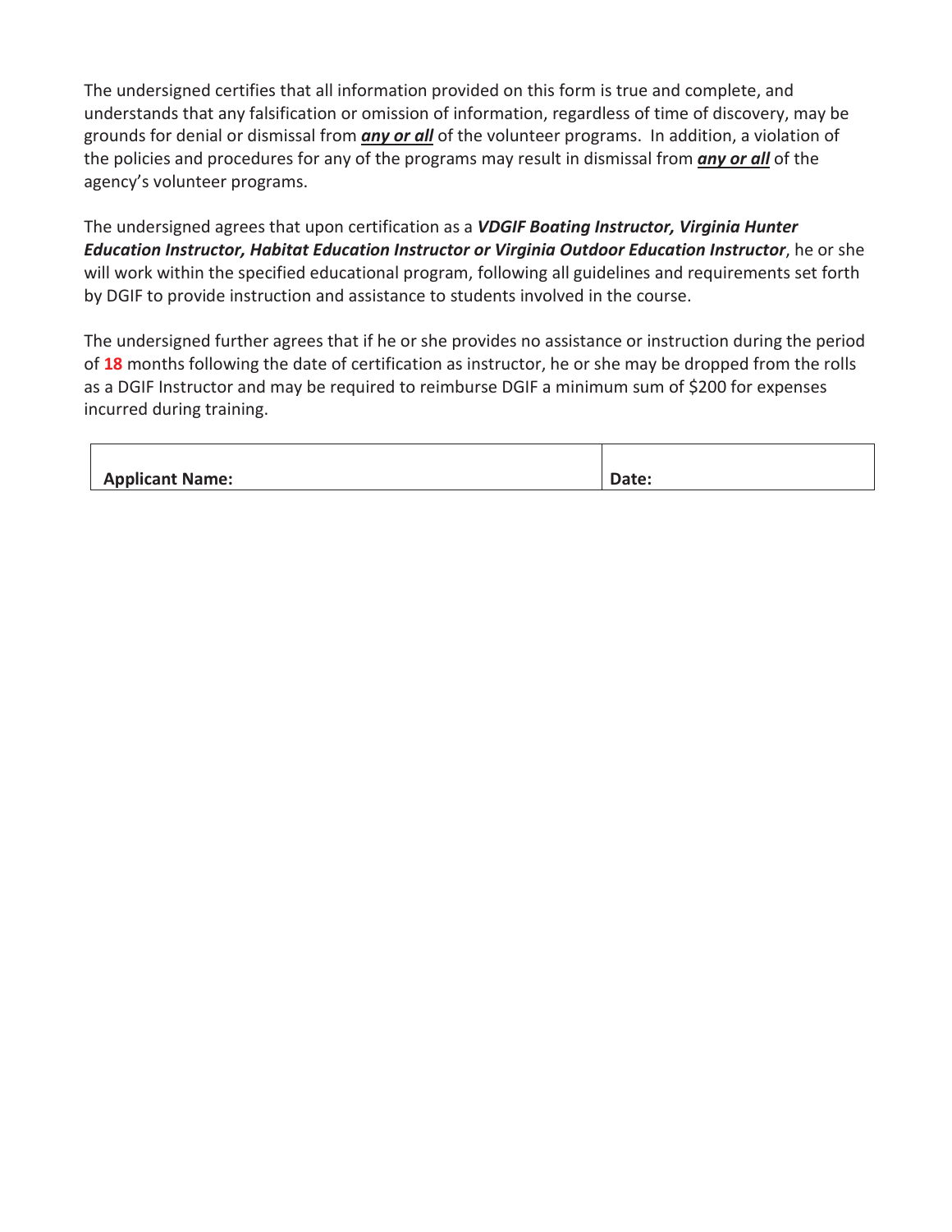The undersigned certifies that all information provided on this form is true and complete, and understands that any falsification or omission of information, regardless of time of discovery, may be grounds for denial or dismissal from ***any or all*** of the volunteer programs. In addition, a violation of the policies and procedures for any of the programs may result in dismissal from ***any or all*** of the agency's volunteer programs.

The undersigned agrees that upon certification as a ***VDGIF Boating Instructor, Virginia Hunter Education Instructor, Habitat Education Instructor or Virginia Outdoor Education Instructor***, he or she will work within the specified educational program, following all guidelines and requirements set forth by DGIF to provide instruction and assistance to students involved in the course.

The undersigned further agrees that if he or she provides no assistance or instruction during the period of **18** months following the date of certification as instructor, he or she may be dropped from the rolls as a DGIF Instructor and may be required to reimburse DGIF a minimum sum of $200 for expenses incurred during training.

| **Applicant Name:** | **Date:** |
| --- | --- |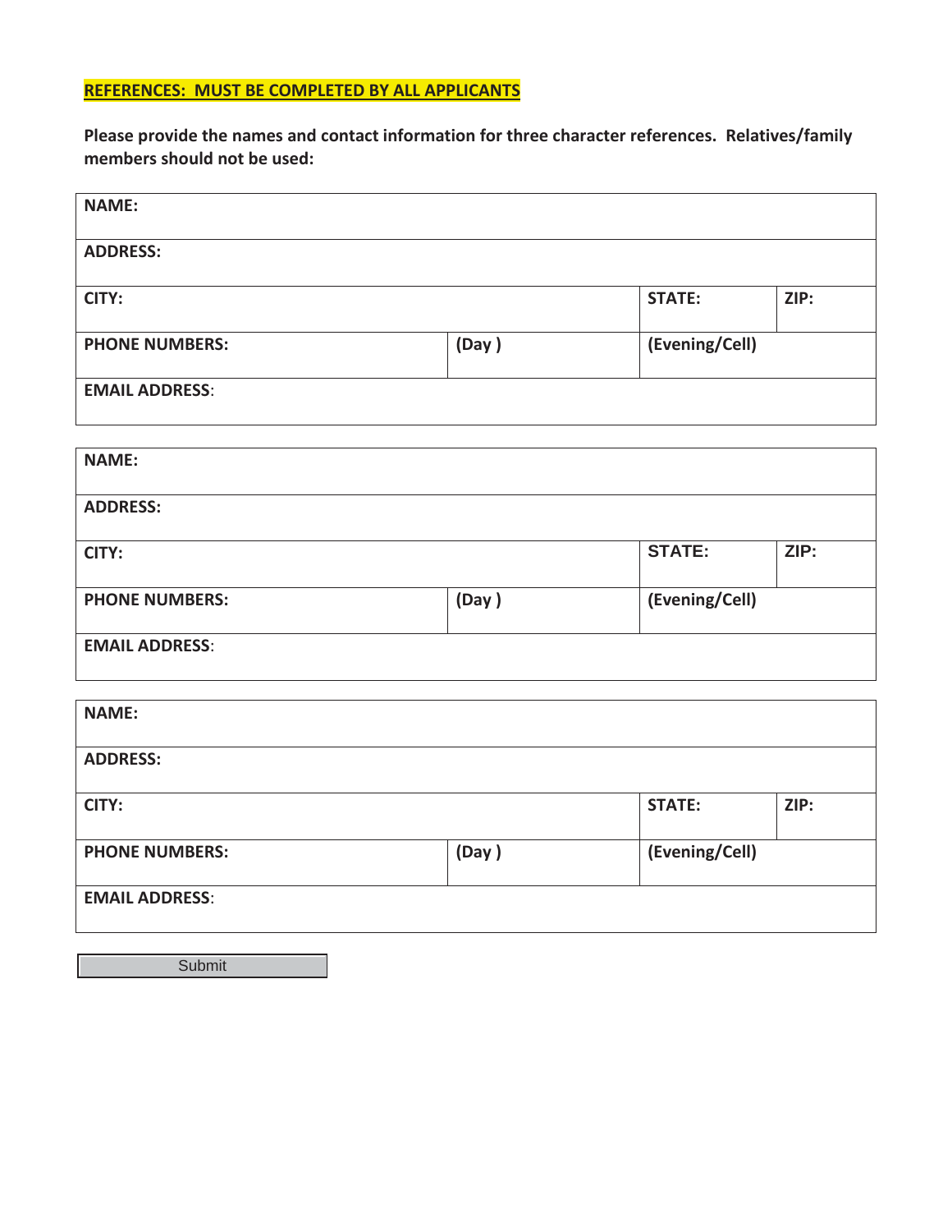**REFERENCES: MUST BE COMPLETED BY ALL APPLICANTS**

**Please provide the names and contact information for three character references. Relatives/family members should not be used:**

| **NAME:** | | | |
|---|---|---|---|
| **ADDRESS:** | | | |
| **CITY:** | | **STATE:** | **ZIP:** |
| **PHONE NUMBERS:** | **(Day )** | **(Evening/Cell)** | |
| **EMAIL ADDRESS**: | | | |

| **NAME:** | | | |
|---|---|---|---|
| **ADDRESS:** | | | |
| **CITY:** | | **STATE:** | **ZIP:** |
| **PHONE NUMBERS:** | **(Day )** | **(Evening/Cell)** | |
| **EMAIL ADDRESS**: | | | |

| **NAME:** | | | |
|---|---|---|---|
| **ADDRESS:** | | | |
| **CITY:** | | **STATE:** | **ZIP:** |
| **PHONE NUMBERS:** | **(Day )** | **(Evening/Cell)** | |
| **EMAIL ADDRESS**: | | | |

Submit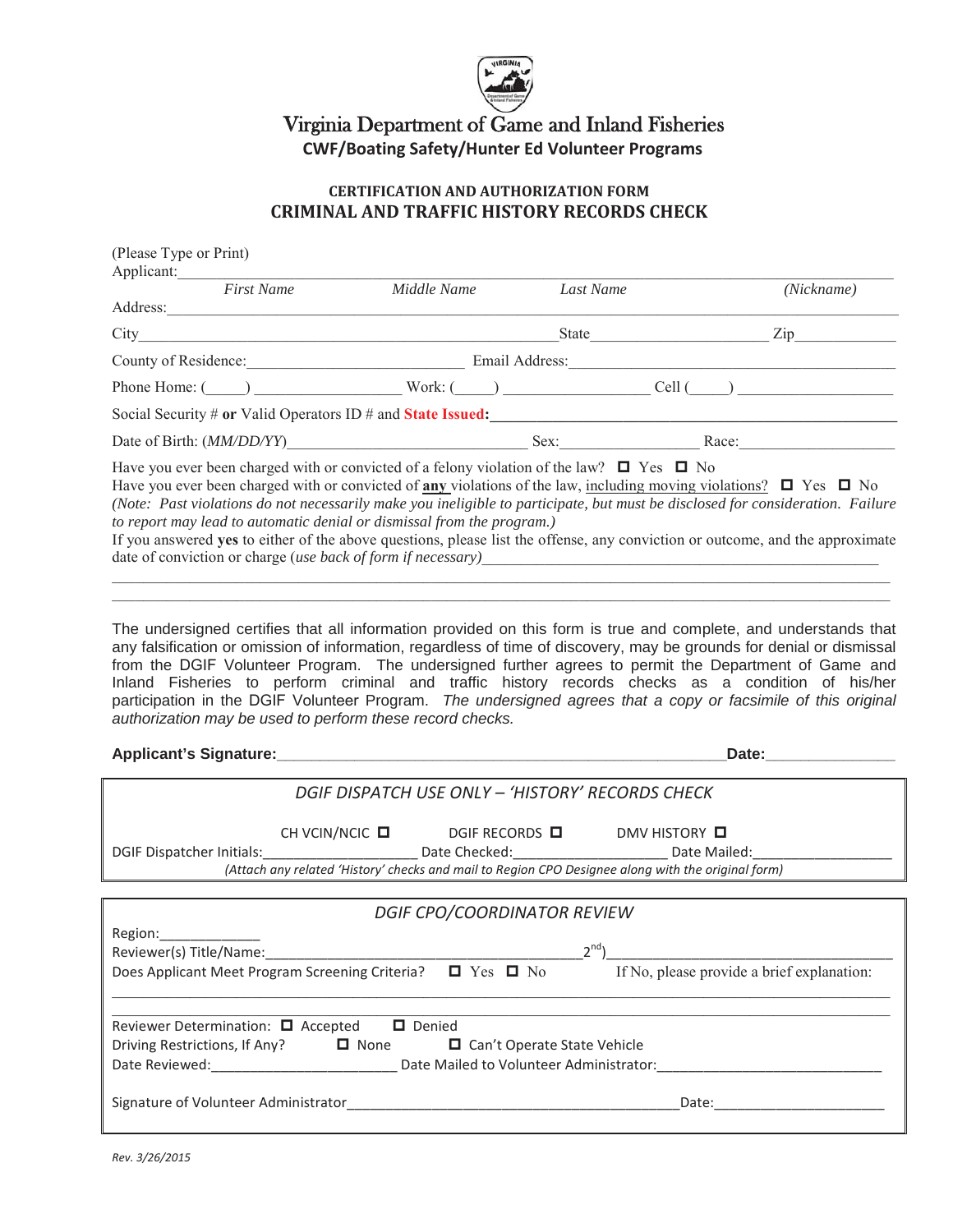# Virginia Department of Game and Inland Fisheries

**CWF/Boating Safety/Hunter Ed Volunteer Programs**

## CERTIFICATION AND AUTHORIZATION FORM
## CRIMINAL AND TRAFFIC HISTORY RECORDS CHECK

(Please Type or Print)

Applicant:______________________________________________________________________________

*First Name* *Middle Name* *Last Name* *(Nickname)*

Address:_______________________________________________________________________________

City_____________________________________________ State__________________ Zip___________

County of Residence:_______________________ Email Address:____________________________________

Phone Home: (____) ________________ Work: (____) ________________ Cell (____) __________________

Social Security # **or** Valid Operators ID # and **State Issued:**_______________________________________

Date of Birth: *(MM/DD/YY)*___________________________ Sex:________________ Race:________________

Have you ever been charged with or convicted of a felony violation of the law? ☐ Yes ☐ No

Have you ever been charged with or convicted of **any** violations of the law, including moving violations? ☐ Yes ☐ No

*(Note: Past violations do not necessarily make you ineligible to participate, but must be disclosed for consideration. Failure to report may lead to automatic denial or dismissal from the program.)*

If you answered **yes** to either of the above questions, please list the offense, any conviction or outcome, and the approximate date of conviction or charge (*use back of form if necessary*)_____________________________________________

___________________________________________________________________________________________

___________________________________________________________________________________________

The undersigned certifies that all information provided on this form is true and complete, and understands that any falsification or omission of information, regardless of time of discovery, may be grounds for denial or dismissal from the DGIF Volunteer Program. The undersigned further agrees to permit the Department of Game and Inland Fisheries to perform criminal and traffic history records checks as a condition of his/her participation in the DGIF Volunteer Program. *The undersigned agrees that a copy or facsimile of this original authorization may be used to perform these record checks.*

**Applicant's Signature:**_____________________________________________________**Date:**_______________

### *DGIF DISPATCH USE ONLY – 'HISTORY' RECORDS CHECK*

CH VCIN/NCIC ☐ DGIF RECORDS ☐ DMV HISTORY ☐

DGIF Dispatcher Initials:__________________ Date Checked:__________________ Date Mailed:________________

*(Attach any related 'History' checks and mail to Region CPO Designee along with the original form)*

### *DGIF CPO/COORDINATOR REVIEW*

Region:____________

Reviewer(s) Title/Name:______________________________________ 2nd)_________________________________

Does Applicant Meet Program Screening Criteria? ☐ Yes ☐ No If No, please provide a brief explanation:

___________________________________________________________________________________________

___________________________________________________________________________________________

Reviewer Determination: ☐ Accepted ☐ Denied

Driving Restrictions, If Any? ☐ None ☐ Can't Operate State Vehicle

Date Reviewed:______________________ Date Mailed to Volunteer Administrator:___________________________

Signature of Volunteer Administrator__________________________________________ Date:____________________

*Rev. 3/26/2015*